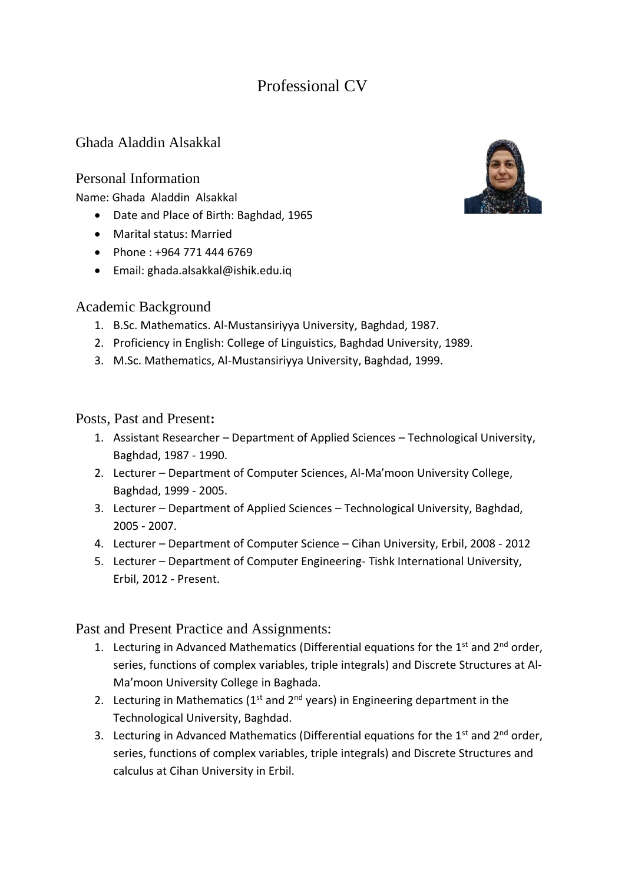# Professional CV

## Ghada Aladdin Alsakkal

## Personal Information

Name: Ghada Aladdin Alsakkal

- Date and Place of Birth: Baghdad, 1965
- Marital status: Married
- Phone : +964 771 444 6769
- Email: ghada.alsakkal@ishik.edu.iq

## Academic Background

1. B.Sc. Mathematics. Al-Mustansiriyya University, Baghdad, 1987.
2. Proficiency in English: College of Linguistics, Baghdad University, 1989.
3. M.Sc. Mathematics, Al-Mustansiriyya University, Baghdad, 1999.

## Posts, Past and Present**:**

1. Assistant Researcher – Department of Applied Sciences – Technological University, Baghdad, 1987 - 1990.
2. Lecturer – Department of Computer Sciences, Al-Ma'moon University College, Baghdad, 1999 - 2005.
3. Lecturer – Department of Applied Sciences – Technological University, Baghdad, 2005 - 2007.
4. Lecturer – Department of Computer Science – Cihan University, Erbil, 2008 - 2012
5. Lecturer – Department of Computer Engineering- Tishk International University, Erbil, 2012 - Present.

## Past and Present Practice and Assignments:

1. Lecturing in Advanced Mathematics (Differential equations for the 1st and 2nd order, series, functions of complex variables, triple integrals) and Discrete Structures at Al-Ma'moon University College in Baghada.
2. Lecturing in Mathematics (1st and 2nd years) in Engineering department in the Technological University, Baghdad.
3. Lecturing in Advanced Mathematics (Differential equations for the 1st and 2nd order, series, functions of complex variables, triple integrals) and Discrete Structures and calculus at Cihan University in Erbil.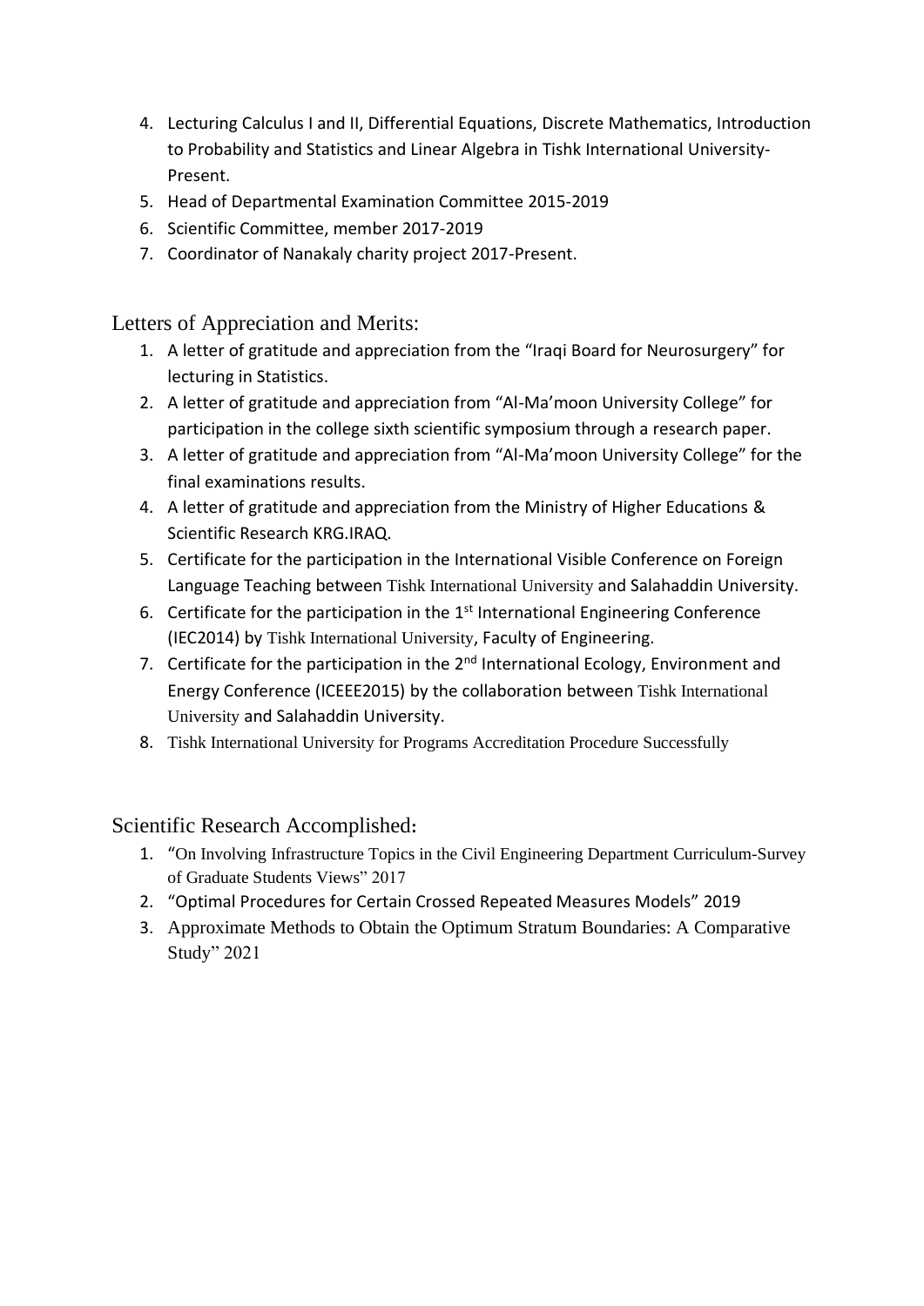4. Lecturing Calculus I and II, Differential Equations, Discrete Mathematics, Introduction to Probability and Statistics and Linear Algebra in Tishk International University-Present.
5. Head of Departmental Examination Committee 2015-2019
6. Scientific Committee, member 2017-2019
7. Coordinator of Nanakaly charity project 2017-Present.

## Letters of Appreciation and Merits:

1. A letter of gratitude and appreciation from the "Iraqi Board for Neurosurgery" for lecturing in Statistics.
2. A letter of gratitude and appreciation from "Al-Ma'moon University College" for participation in the college sixth scientific symposium through a research paper.
3. A letter of gratitude and appreciation from "Al-Ma'moon University College" for the final examinations results.
4. A letter of gratitude and appreciation from the Ministry of Higher Educations & Scientific Research KRG.IRAQ.
5. Certificate for the participation in the International Visible Conference on Foreign Language Teaching between Tishk International University and Salahaddin University.
6. Certificate for the participation in the 1st International Engineering Conference (IEC2014) by Tishk International University, Faculty of Engineering.
7. Certificate for the participation in the 2nd International Ecology, Environment and Energy Conference (ICEEE2015) by the collaboration between Tishk International University and Salahaddin University.
8. Tishk International University for Programs Accreditation Procedure Successfully

## Scientific Research Accomplished:

1. "On Involving Infrastructure Topics in the Civil Engineering Department Curriculum-Survey of Graduate Students Views" 2017
2. "Optimal Procedures for Certain Crossed Repeated Measures Models" 2019
3. Approximate Methods to Obtain the Optimum Stratum Boundaries: A Comparative Study" 2021